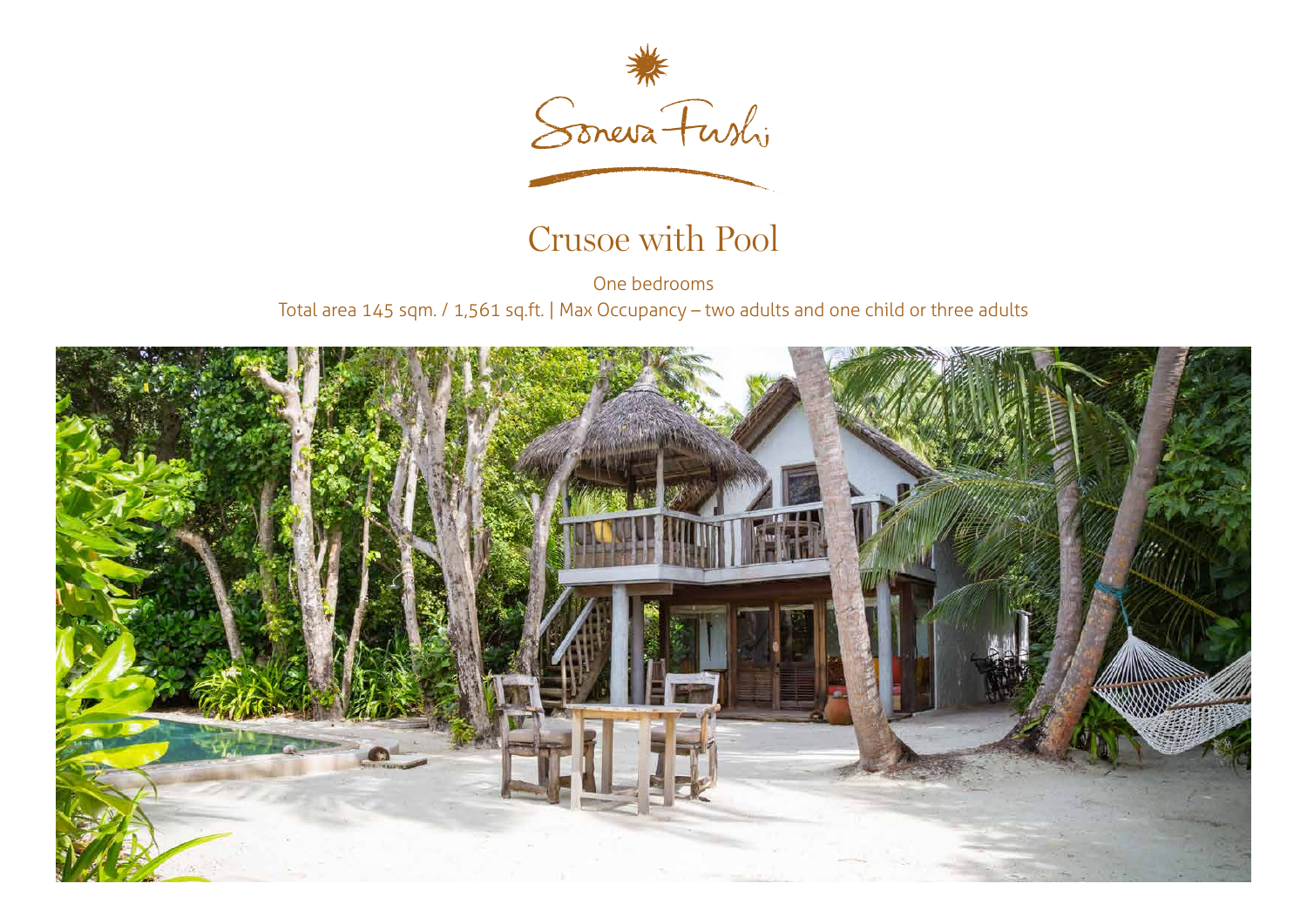Soneva Fushi

# Crusoe with Pool

One bedrooms

Total area 145 sqm. / 1,561 sq.ft. | Max Occupancy – two adults and one child or three adults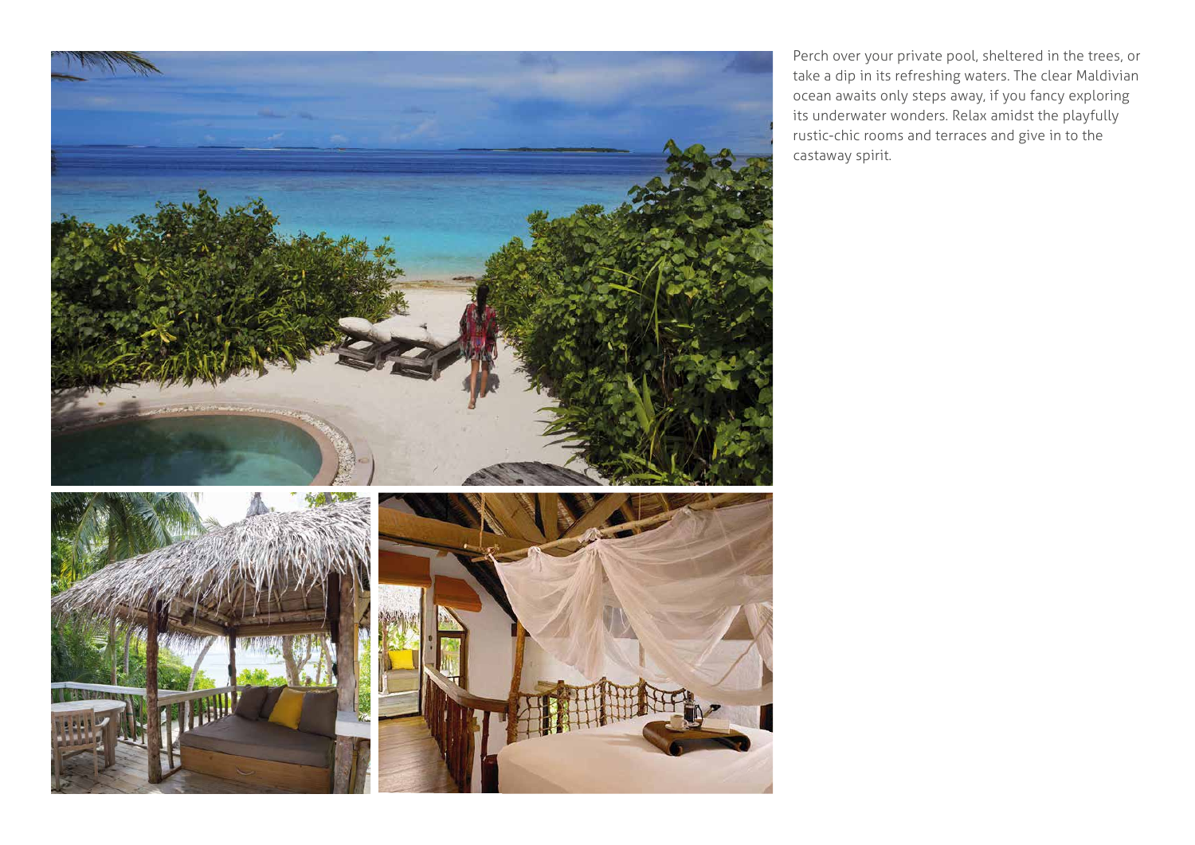Perch over your private pool, sheltered in the trees, or take a dip in its refreshing waters. The clear Maldivian ocean awaits only steps away, if you fancy exploring its underwater wonders. Relax amidst the playfully rustic-chic rooms and terraces and give in to the castaway spirit.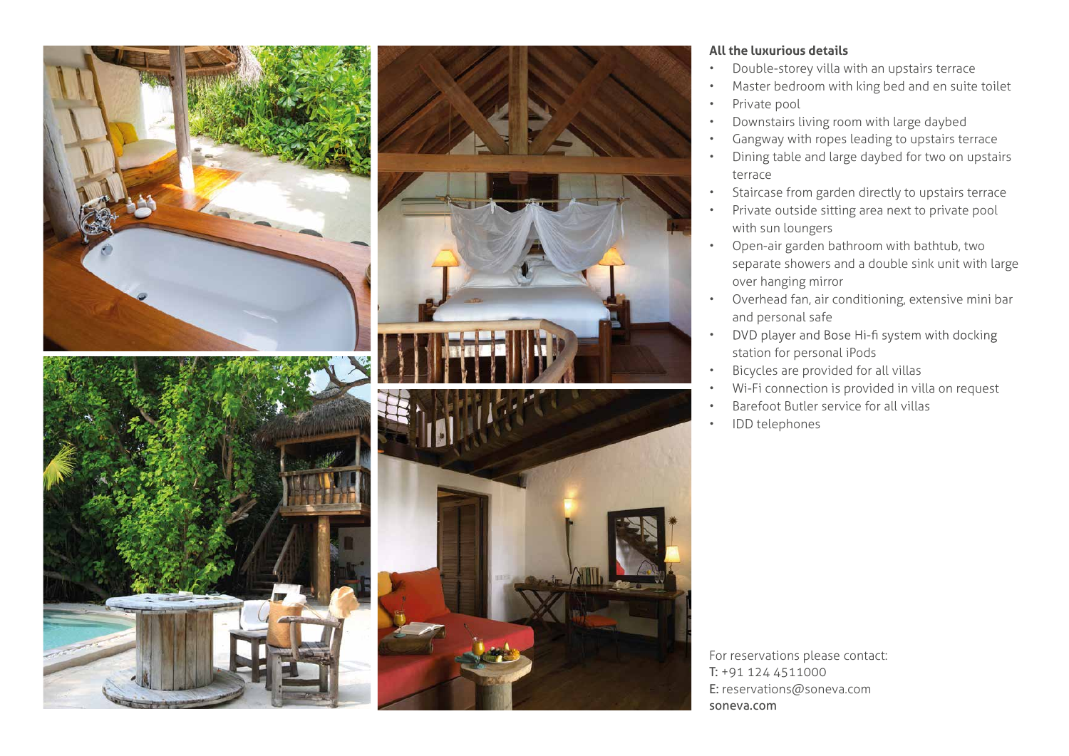**All the luxurious details**

- Double-storey villa with an upstairs terrace
- Master bedroom with king bed and en suite toilet
- Private pool
- Downstairs living room with large daybed
- Gangway with ropes leading to upstairs terrace
- Dining table and large daybed for two on upstairs terrace
- Staircase from garden directly to upstairs terrace
- Private outside sitting area next to private pool with sun loungers
- Open-air garden bathroom with bathtub, two separate showers and a double sink unit with large over hanging mirror
- Overhead fan, air conditioning, extensive mini bar and personal safe
- DVD player and Bose Hi-fi system with docking station for personal iPods
- Bicycles are provided for all villas
- Wi-Fi connection is provided in villa on request
- Barefoot Butler service for all villas
- IDD telephones

For reservations please contact:
T: +91 124 4511000
E: reservations@soneva.com
soneva.com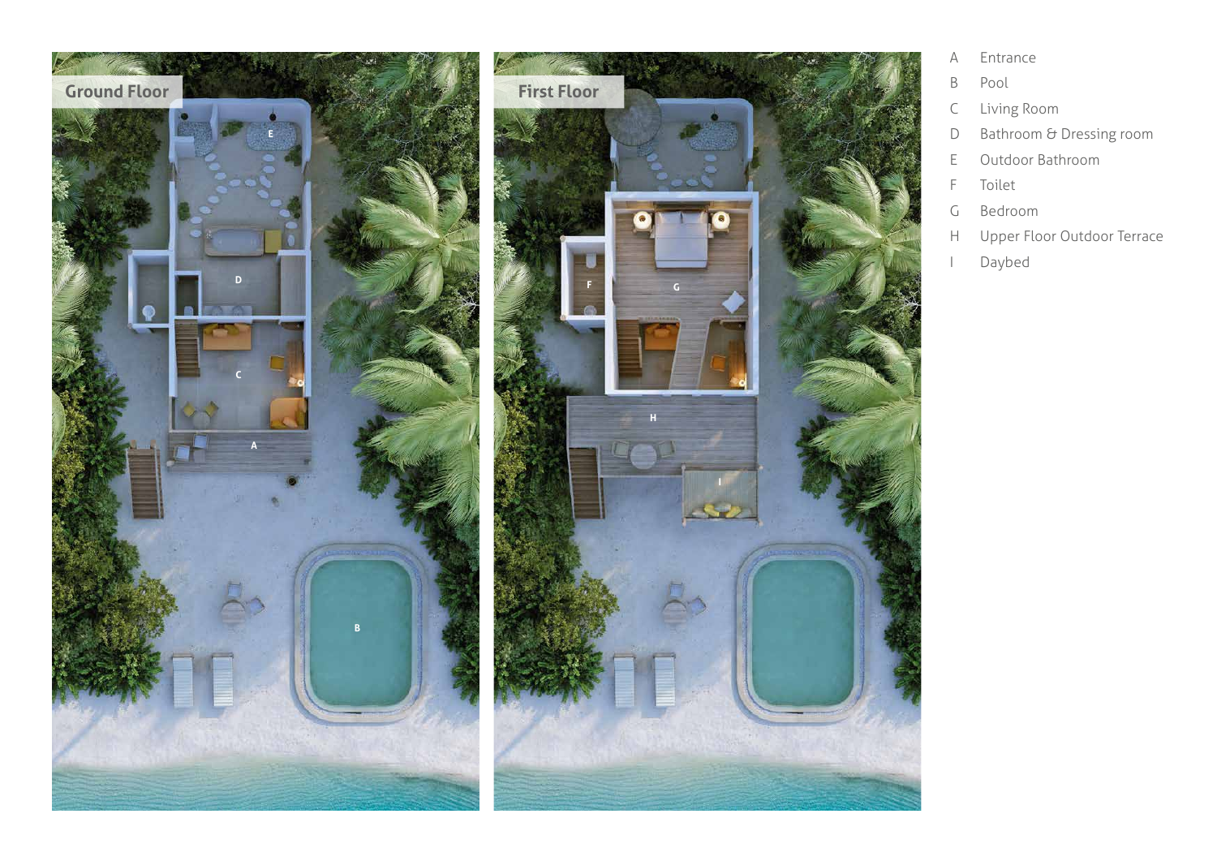Ground Floor

First Floor

A Entrance
B Pool
C Living Room
D Bathroom & Dressing room
E Outdoor Bathroom
F Toilet
G Bedroom
H Upper Floor Outdoor Terrace
I Daybed